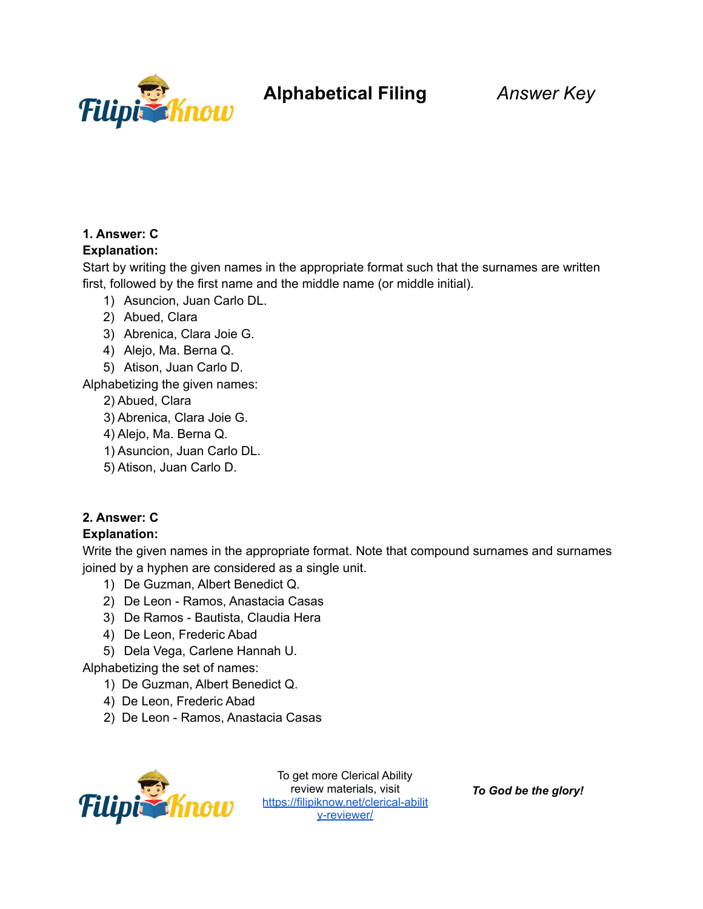# Alphabetical Filing

*Answer Key*

**1. Answer: C**

**Explanation:**

Start by writing the given names in the appropriate format such that the surnames are written first, followed by the first name and the middle name (or middle initial).

1) Asuncion, Juan Carlo DL.
2) Abued, Clara
3) Abrenica, Clara Joie G.
4) Alejo, Ma. Berna Q.
5) Atison, Juan Carlo D.

Alphabetizing the given names:

2) Abued, Clara
3) Abrenica, Clara Joie G.
4) Alejo, Ma. Berna Q.
1) Asuncion, Juan Carlo DL.
5) Atison, Juan Carlo D.

**2. Answer: C**

**Explanation:**

Write the given names in the appropriate format. Note that compound surnames and surnames joined by a hyphen are considered as a single unit.

1) De Guzman, Albert Benedict Q.
2) De Leon - Ramos, Anastacia Casas
3) De Ramos - Bautista, Claudia Hera
4) De Leon, Frederic Abad
5) Dela Vega, Carlene Hannah U.

Alphabetizing the set of names:

1) De Guzman, Albert Benedict Q.
4) De Leon, Frederic Abad
2) De Leon - Ramos, Anastacia Casas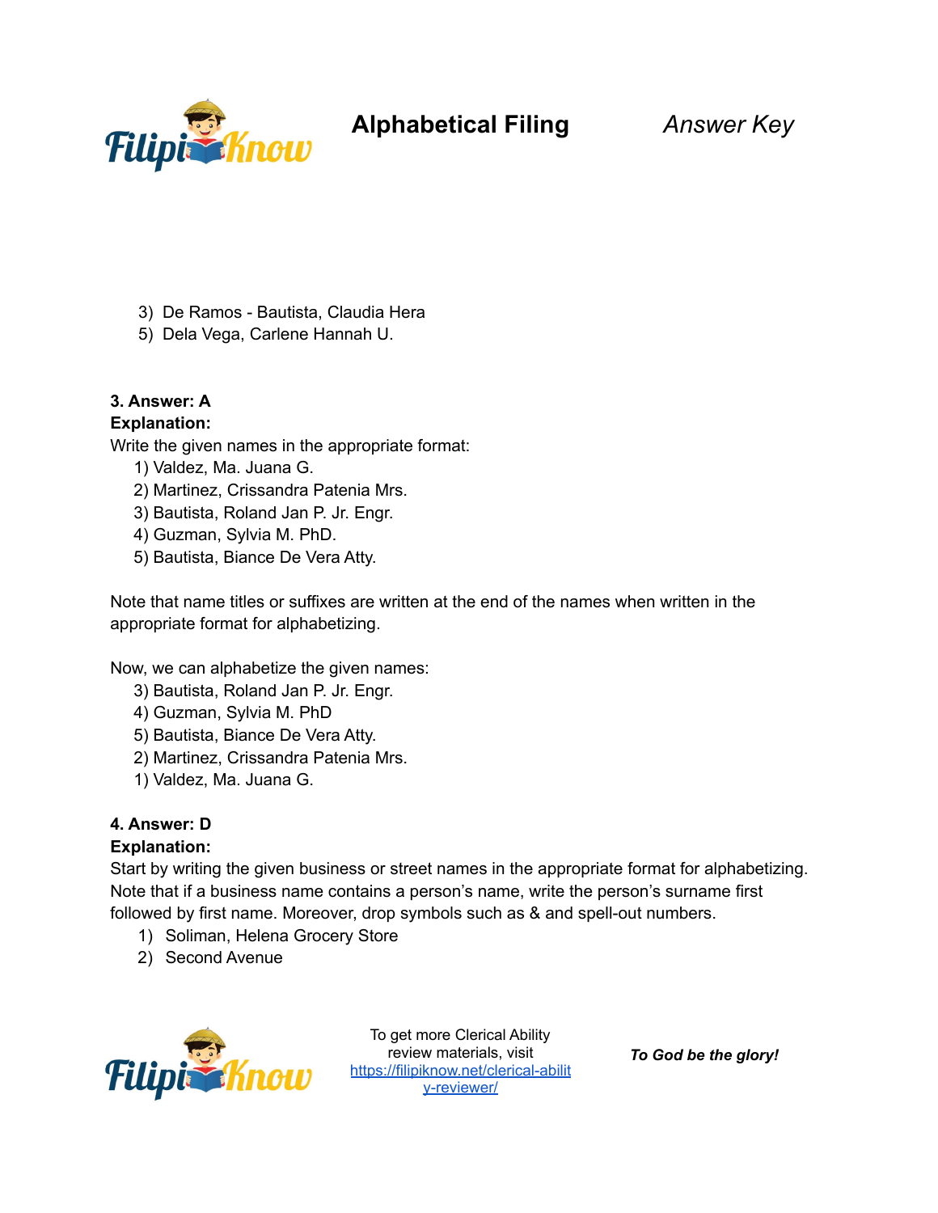3) De Ramos - Bautista, Claudia Hera
5) Dela Vega, Carlene Hannah U.

**3. Answer: A**

**Explanation:**

Write the given names in the appropriate format:

1) Valdez, Ma. Juana G.
2) Martinez, Crissandra Patenia Mrs.
3) Bautista, Roland Jan P. Jr. Engr.
4) Guzman, Sylvia M. PhD.
5) Bautista, Biance De Vera Atty.

Note that name titles or suffixes are written at the end of the names when written in the appropriate format for alphabetizing.

Now, we can alphabetize the given names:

3) Bautista, Roland Jan P. Jr. Engr.
4) Guzman, Sylvia M. PhD
5) Bautista, Biance De Vera Atty.
2) Martinez, Crissandra Patenia Mrs.
1) Valdez, Ma. Juana G.

**4. Answer: D**

**Explanation:**

Start by writing the given business or street names in the appropriate format for alphabetizing. Note that if a business name contains a person's name, write the person's surname first followed by first name. Moreover, drop symbols such as & and spell-out numbers.

1) Soliman, Helena Grocery Store
2) Second Avenue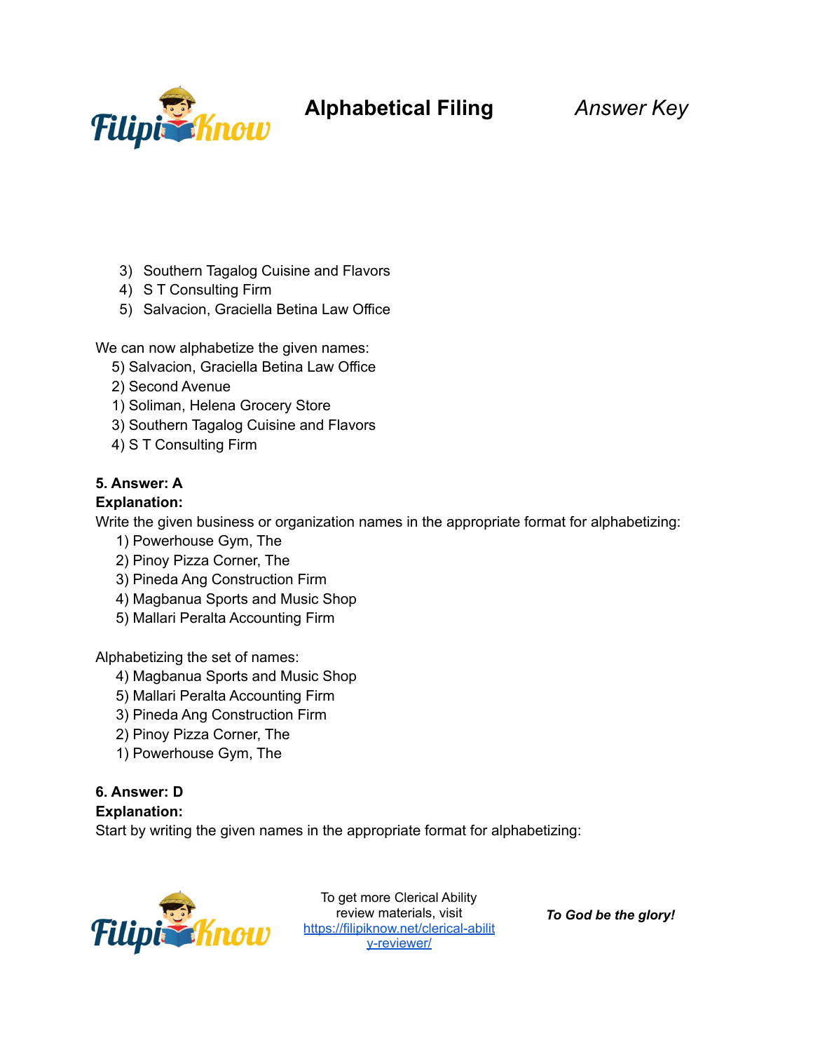3) Southern Tagalog Cuisine and Flavors
4) S T Consulting Firm
5) Salvacion, Graciella Betina Law Office

We can now alphabetize the given names:

5) Salvacion, Graciella Betina Law Office
2) Second Avenue
1) Soliman, Helena Grocery Store
3) Southern Tagalog Cuisine and Flavors
4) S T Consulting Firm

**5. Answer: A**

**Explanation:**

Write the given business or organization names in the appropriate format for alphabetizing:

1) Powerhouse Gym, The
2) Pinoy Pizza Corner, The
3) Pineda Ang Construction Firm
4) Magbanua Sports and Music Shop
5) Mallari Peralta Accounting Firm

Alphabetizing the set of names:

4) Magbanua Sports and Music Shop
5) Mallari Peralta Accounting Firm
3) Pineda Ang Construction Firm
2) Pinoy Pizza Corner, The
1) Powerhouse Gym, The

**6. Answer: D**

**Explanation:**

Start by writing the given names in the appropriate format for alphabetizing: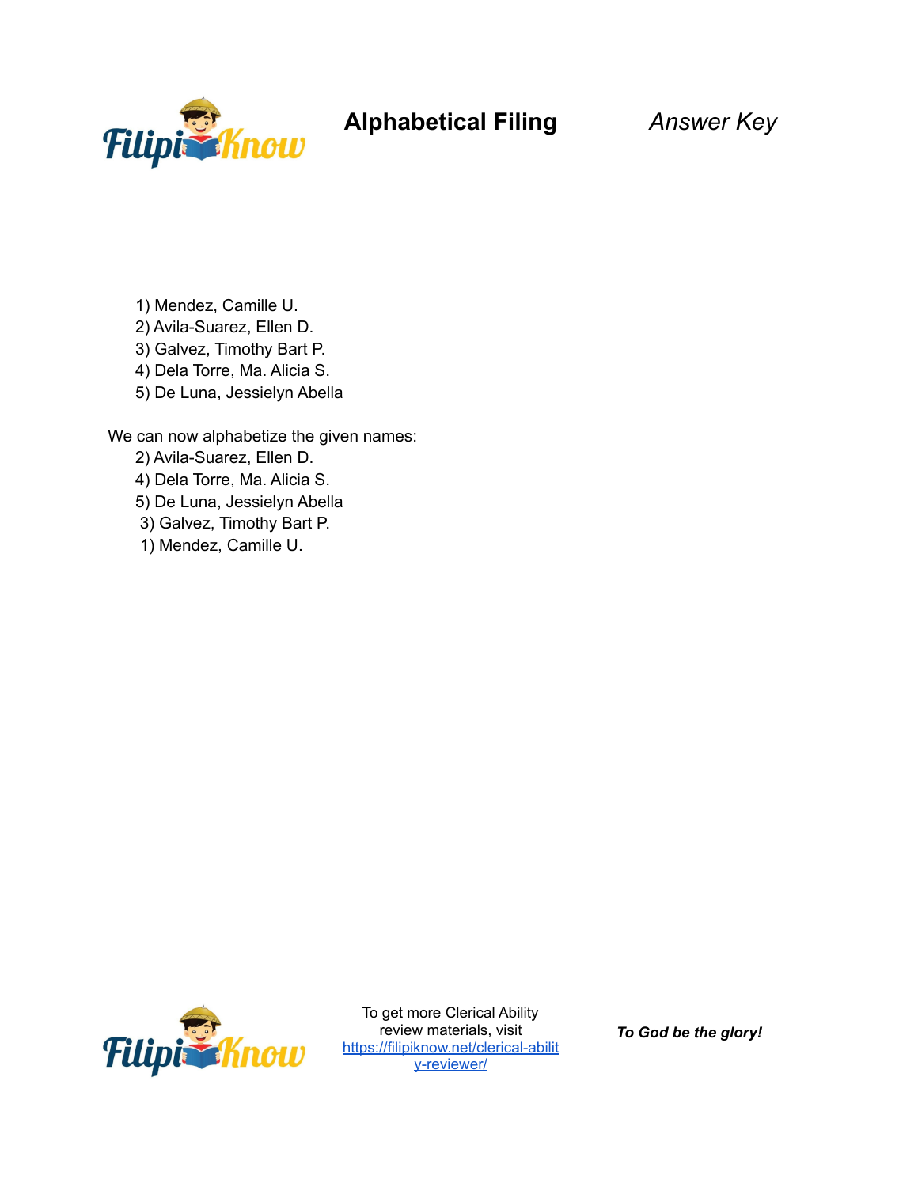# Alphabetical Filing

*Answer Key*

1) Mendez, Camille U.
2) Avila-Suarez, Ellen D.
3) Galvez, Timothy Bart P.
4) Dela Torre, Ma. Alicia S.
5) De Luna, Jessielyn Abella

We can now alphabetize the given names:

2) Avila-Suarez, Ellen D.
4) Dela Torre, Ma. Alicia S.
5) De Luna, Jessielyn Abella
3) Galvez, Timothy Bart P.
1) Mendez, Camille U.

To get more Clerical Ability review materials, visit https://filipiknow.net/clerical-ability-reviewer/

***To God be the glory!***